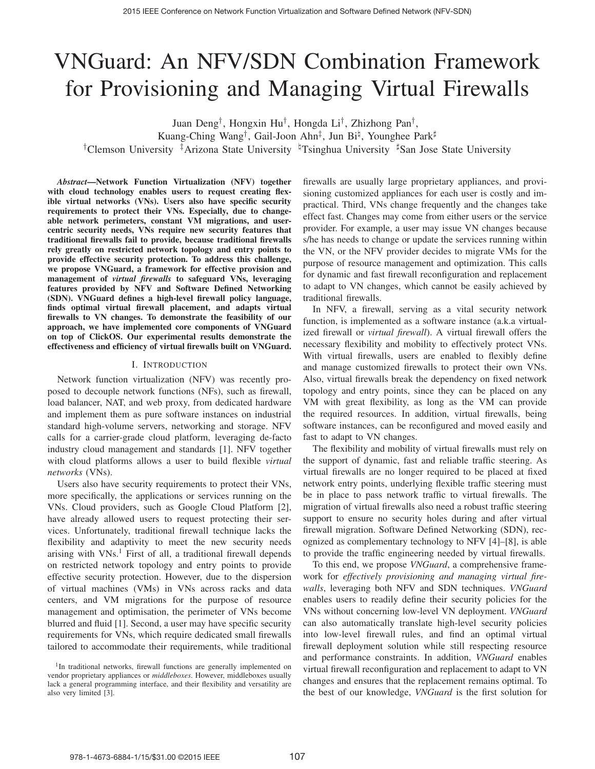# VNGuard: An NFV/SDN Combination Framework for Provisioning and Managing Virtual Firewalls

Juan Deng[†], Hongxin Hu[†], Hongda Li[†], Zhizhong Pan[†], Kuang-Ching Wang[†], Gail-Joon Ahn[‡], Jun Bi[♮], Younghee Park[♯]

[†]Clemson University [‡]Arizona State University [♮]Tsinghua University [♯]San Jose State University

***Abstract*—Network Function Virtualization (NFV) together with cloud technology enables users to request creating flexible virtual networks (VNs). Users also have specific security requirements to protect their VNs. Especially, due to changeable network perimeters, constant VM migrations, and user-centric security needs, VNs require new security features that traditional firewalls fail to provide, because traditional firewalls rely greatly on restricted network topology and entry points to provide effective security protection. To address this challenge, we propose VNGuard, a framework for effective provision and management of *virtual firewalls* to safeguard VNs, leveraging features provided by NFV and Software Defined Networking (SDN). VNGuard defines a high-level firewall policy language, finds optimal virtual firewall placement, and adapts virtual firewalls to VN changes. To demonstrate the feasibility of our approach, we have implemented core components of VNGuard on top of ClickOS. Our experimental results demonstrate the effectiveness and efficiency of virtual firewalls built on VNGuard.**

## I. Introduction

Network function virtualization (NFV) was recently proposed to decouple network functions (NFs), such as firewall, load balancer, NAT, and web proxy, from dedicated hardware and implement them as pure software instances on industrial standard high-volume servers, networking and storage. NFV calls for a carrier-grade cloud platform, leveraging de-facto industry cloud management and standards [1]. NFV together with cloud platforms allows a user to build flexible *virtual networks* (VNs).

Users also have security requirements to protect their VNs, more specifically, the applications or services running on the VNs. Cloud providers, such as Google Cloud Platform [2], have already allowed users to request protecting their services. Unfortunately, traditional firewall technique lacks the flexibility and adaptivity to meet the new security needs arising with VNs.[1] First of all, a traditional firewall depends on restricted network topology and entry points to provide effective security protection. However, due to the dispersion of virtual machines (VMs) in VNs across racks and data centers, and VM migrations for the purpose of resource management and optimisation, the perimeter of VNs become blurred and fluid [1]. Second, a user may have specific security requirements for VNs, which require dedicated small firewalls tailored to accommodate their requirements, while traditional firewalls are usually large proprietary appliances, and provisioning customized appliances for each user is costly and impractical. Third, VNs change frequently and the changes take effect fast. Changes may come from either users or the service provider. For example, a user may issue VN changes because s/he has needs to change or update the services running within the VN, or the NFV provider decides to migrate VMs for the purpose of resource management and optimization. This calls for dynamic and fast firewall reconfiguration and replacement to adapt to VN changes, which cannot be easily achieved by traditional firewalls.

[1]In traditional networks, firewall functions are generally implemented on vendor proprietary appliances or *middleboxes*. However, middleboxes usually lack a general programming interface, and their flexibility and versatility are also very limited [3].

In NFV, a firewall, serving as a vital security network function, is implemented as a software instance (a.k.a virtualized firewall or *virtual firewall*). A virtual firewall offers the necessary flexibility and mobility to effectively protect VNs. With virtual firewalls, users are enabled to flexibly define and manage customized firewalls to protect their own VNs. Also, virtual firewalls break the dependency on fixed network topology and entry points, since they can be placed on any VM with great flexibility, as long as the VM can provide the required resources. In addition, virtual firewalls, being software instances, can be reconfigured and moved easily and fast to adapt to VN changes.

The flexibility and mobility of virtual firewalls must rely on the support of dynamic, fast and reliable traffic steering. As virtual firewalls are no longer required to be placed at fixed network entry points, underlying flexible traffic steering must be in place to pass network traffic to virtual firewalls. The migration of virtual firewalls also need a robust traffic steering support to ensure no security holes during and after virtual firewall migration. Software Defined Networking (SDN), recognized as complementary technology to NFV [4]–[8], is able to provide the traffic engineering needed by virtual firewalls.

To this end, we propose *VNGuard*, a comprehensive framework for *effectively provisioning and managing virtual firewalls*, leveraging both NFV and SDN techniques. *VNGuard* enables users to readily define their security policies for the VNs without concerning low-level VN deployment. *VNGuard* can also automatically translate high-level security policies into low-level firewall rules, and find an optimal virtual firewall deployment solution while still respecting resource and performance constraints. In addition, *VNGuard* enables virtual firewall reconfiguration and replacement to adapt to VN changes and ensures that the replacement remains optimal. To the best of our knowledge, *VNGuard* is the first solution for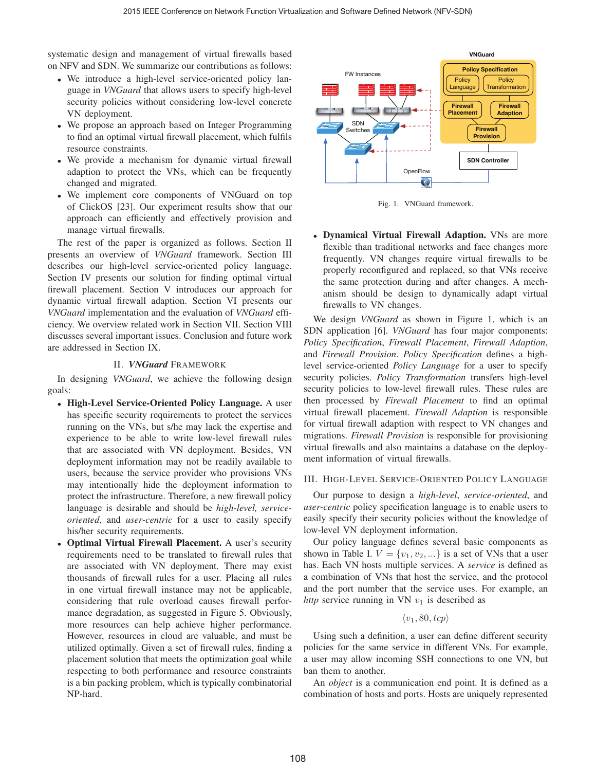systematic design and management of virtual firewalls based on NFV and SDN. We summarize our contributions as follows:

- We introduce a high-level service-oriented policy language in *VNGuard* that allows users to specify high-level security policies without considering low-level concrete VN deployment.
- We propose an approach based on Integer Programming to find an optimal virtual firewall placement, which fulfils resource constraints.
- We provide a mechanism for dynamic virtual firewall adaption to protect the VNs, which can be frequently changed and migrated.
- We implement core components of VNGuard on top of ClickOS [23]. Our experiment results show that our approach can efficiently and effectively provision and manage virtual firewalls.

The rest of the paper is organized as follows. Section II presents an overview of *VNGuard* framework. Section III describes our high-level service-oriented policy language. Section IV presents our solution for finding optimal virtual firewall placement. Section V introduces our approach for dynamic virtual firewall adaption. Section VI presents our *VNGuard* implementation and the evaluation of *VNGuard* efficiency. We overview related work in Section VII. Section VIII discusses several important issues. Conclusion and future work are addressed in Section IX.

## II. *VNGuard* Framework

In designing *VNGuard*, we achieve the following design goals:

- **High-Level Service-Oriented Policy Language.** A user has specific security requirements to protect the services running on the VNs, but s/he may lack the expertise and experience to be able to write low-level firewall rules that are associated with VN deployment. Besides, VN deployment information may not be readily available to users, because the service provider who provisions VNs may intentionally hide the deployment information to protect the infrastructure. Therefore, a new firewall policy language is desirable and should be *high-level, service-oriented*, and *user-centric* for a user to easily specify his/her security requirements.
- **Optimal Virtual Firewall Placement.** A user's security requirements need to be translated to firewall rules that are associated with VN deployment. There may exist thousands of firewall rules for a user. Placing all rules in one virtual firewall instance may not be applicable, considering that rule overload causes firewall performance degradation, as suggested in Figure 5. Obviously, more resources can help achieve higher performance. However, resources in cloud are valuable, and must be utilized optimally. Given a set of firewall rules, finding a placement solution that meets the optimization goal while respecting to both performance and resource constraints is a bin packing problem, which is typically combinatorial NP-hard.

VNGuard
Policy Specification
Policy Language
Policy Transformation
Firewall Placement
Firewall Adaption
Firewall Provision
FW Instances
SDN Switches
SDN Controller
OpenFlow

Fig. 1. VNGuard framework.

- **Dynamical Virtual Firewall Adaption.** VNs are more flexible than traditional networks and face changes more frequently. VN changes require virtual firewalls to be properly reconfigured and replaced, so that VNs receive the same protection during and after changes. A mechanism should be design to dynamically adapt virtual firewalls to VN changes.

We design *VNGuard* as shown in Figure 1, which is an SDN application [6]. *VNGuard* has four major components: *Policy Specification*, *Firewall Placement*, *Firewall Adaption*, and *Firewall Provision*. *Policy Specification* defines a high-level service-oriented *Policy Language* for a user to specify security policies. *Policy Transformation* transfers high-level security policies to low-level firewall rules. These rules are then processed by *Firewall Placement* to find an optimal virtual firewall placement. *Firewall Adaption* is responsible for virtual firewall adaption with respect to VN changes and migrations. *Firewall Provision* is responsible for provisioning virtual firewalls and also maintains a database on the deployment information of virtual firewalls.

## III. High-Level Service-Oriented Policy Language

Our purpose to design a *high-level*, *service-oriented*, and *user-centric* policy specification language is to enable users to easily specify their security policies without the knowledge of low-level VN deployment information.

Our policy language defines several basic components as shown in Table I. $V = \{v_1, v_2, ...\}$ is a set of VNs that a user has. Each VN hosts multiple services. A *service* is defined as a combination of VNs that host the service, and the protocol and the port number that the service uses. For example, an *http* service running in VN $v_1$ is described as

$$\langle v_1, 80, tcp \rangle$$

Using such a definition, a user can define different security policies for the same service in different VNs. For example, a user may allow incoming SSH connections to one VN, but ban them to another.

An *object* is a communication end point. It is defined as a combination of hosts and ports. Hosts are uniquely represented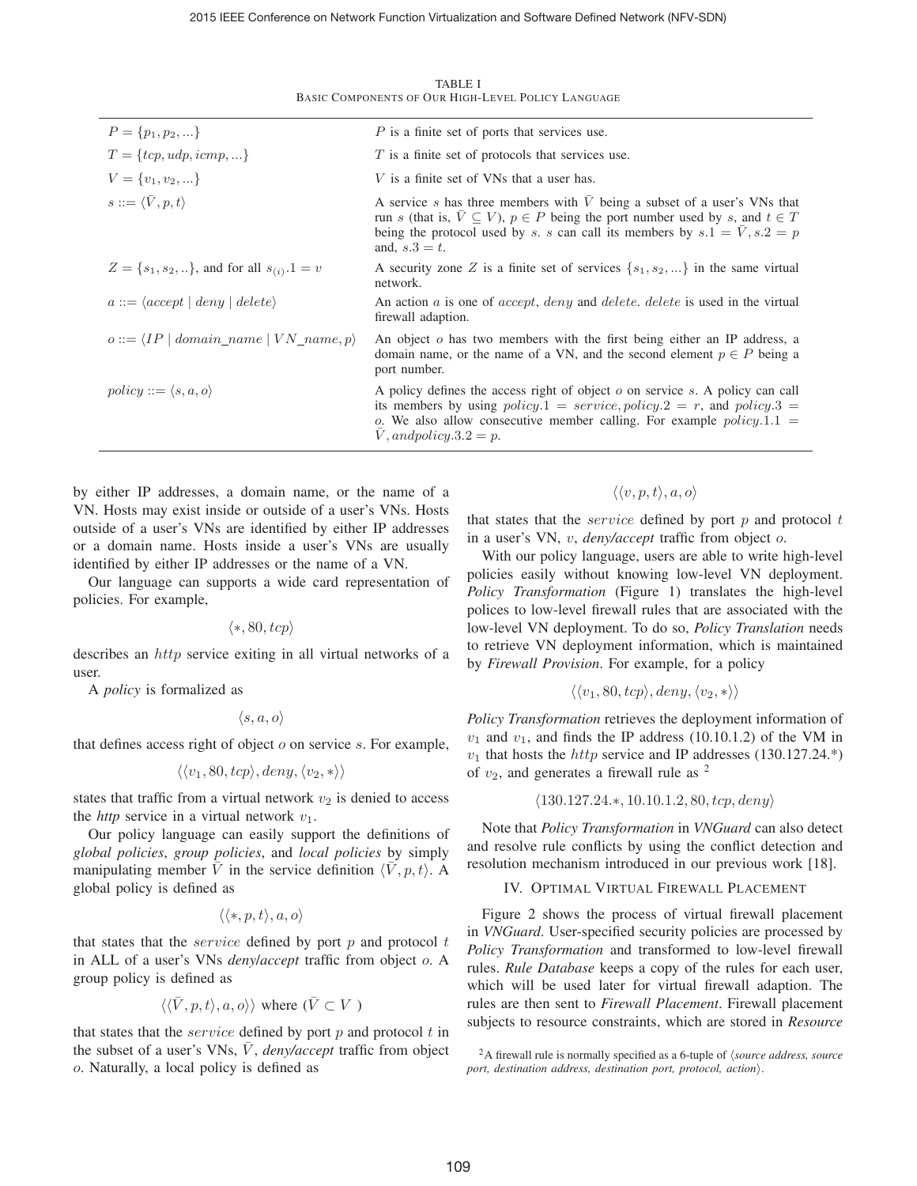TABLE I
BASIC COMPONENTS OF OUR HIGH-LEVEL POLICY LANGUAGE

| | |
|---|---|
| $P = \{p_1, p_2, ...\}$ | $P$ is a finite set of ports that services use. |
| $T = \{tcp, udp, icmp, ...\}$ | $T$ is a finite set of protocols that services use. |
| $V = \{v_1, v_2, ...\}$ | $V$ is a finite set of VNs that a user has. |
| $s ::= \langle \bar{V}, p, t \rangle$ | A service $s$ has three members with $\bar{V}$ being a subset of a user's VNs that run $s$ (that is, $\bar{V} \subseteq V$), $p \in P$ being the port number used by $s$, and $t \in T$ being the protocol used by $s$. $s$ can call its members by $s.1 = \bar{V}, s.2 = p$ and, $s.3 = t$. |
| $Z = \{s_1, s_2, ..\}$, and for all $s_{(i)}.1 = v$ | A security zone $Z$ is a finite set of services $\{s_1, s_2, ...\}$ in the same virtual network. |
| $a ::= \langle accept \mid deny \mid delete \rangle$ | An action $a$ is one of $accept$, $deny$ and $delete$. $delete$ is used in the virtual firewall adaption. |
| $o ::= \langle IP \mid domain\_name \mid VN\_name, p \rangle$ | An object $o$ has two members with the first being either an IP address, a domain name, or the name of a VN, and the second element $p \in P$ being a port number. |
| $policy ::= \langle s, a, o \rangle$ | A policy defines the access right of object $o$ on service $s$. A policy can call its members by using $policy.1 = service, policy.2 = r$, and $policy.3 = o$. We also allow consecutive member calling. For example $policy.1.1 = \bar{V}, and policy.3.2 = p$. |

by either IP addresses, a domain name, or the name of a VN. Hosts may exist inside or outside of a user's VNs. Hosts outside of a user's VNs are identified by either IP addresses or a domain name. Hosts inside a user's VNs are usually identified by either IP addresses or the name of a VN.

Our language can supports a wide card representation of policies. For example,

$$\langle *, 80, tcp \rangle$$

describes an $http$ service exiting in all virtual networks of a user.

A *policy* is formalized as

$$\langle s, a, o \rangle$$

that defines access right of object $o$ on service $s$. For example,

$$\langle \langle v_1, 80, tcp \rangle, deny, \langle v_2, * \rangle \rangle$$

states that traffic from a virtual network $v_2$ is denied to access the *http* service in a virtual network $v_1$.

Our policy language can easily support the definitions of *global policies*, *group policies*, and *local policies* by simply manipulating member $\bar{V}$ in the service definition $\langle \bar{V}, p, t \rangle$. A global policy is defined as

$$\langle \langle *, p, t \rangle, a, o \rangle$$

that states that the $service$ defined by port $p$ and protocol $t$ in ALL of a user's VNs *deny/accept* traffic from object $o$. A group policy is defined as

$$\langle \langle \bar{V}, p, t \rangle, a, o \rangle \rangle \text{ where } (\bar{V} \subset V\ )$$

that states that the $service$ defined by port $p$ and protocol $t$ in the subset of a user's VNs, $\bar{V}$, *deny/accept* traffic from object $o$. Naturally, a local policy is defined as

$$\langle \langle v, p, t \rangle, a, o \rangle$$

that states that the $service$ defined by port $p$ and protocol $t$ in a user's VN, $v$, *deny/accept* traffic from object $o$.

With our policy language, users are able to write high-level policies easily without knowing low-level VN deployment. *Policy Transformation* (Figure 1) translates the high-level polices to low-level firewall rules that are associated with the low-level VN deployment. To do so, *Policy Translation* needs to retrieve VN deployment information, which is maintained by *Firewall Provision*. For example, for a policy

$$\langle \langle v_1, 80, tcp \rangle, deny, \langle v_2, * \rangle \rangle$$

*Policy Transformation* retrieves the deployment information of $v_1$ and $v_1$, and finds the IP address (10.10.1.2) of the VM in $v_1$ that hosts the $http$ service and IP addresses (130.127.24.*) of $v_2$, and generates a firewall rule as [2]

$$\langle 130.127.24.*, 10.10.1.2, 80, tcp, deny \rangle$$

Note that *Policy Transformation* in *VNGuard* can also detect and resolve rule conflicts by using the conflict detection and resolution mechanism introduced in our previous work [18].

## IV. OPTIMAL VIRTUAL FIREWALL PLACEMENT

Figure 2 shows the process of virtual firewall placement in *VNGuard*. User-specified security policies are processed by *Policy Transformation* and transformed to low-level firewall rules. *Rule Database* keeps a copy of the rules for each user, which will be used later for virtual firewall adaption. The rules are then sent to *Firewall Placement*. Firewall placement subjects to resource constraints, which are stored in *Resource*

[2] A firewall rule is normally specified as a 6-tuple of ⟨*source address, source port, destination address, destination port, protocol, action*⟩.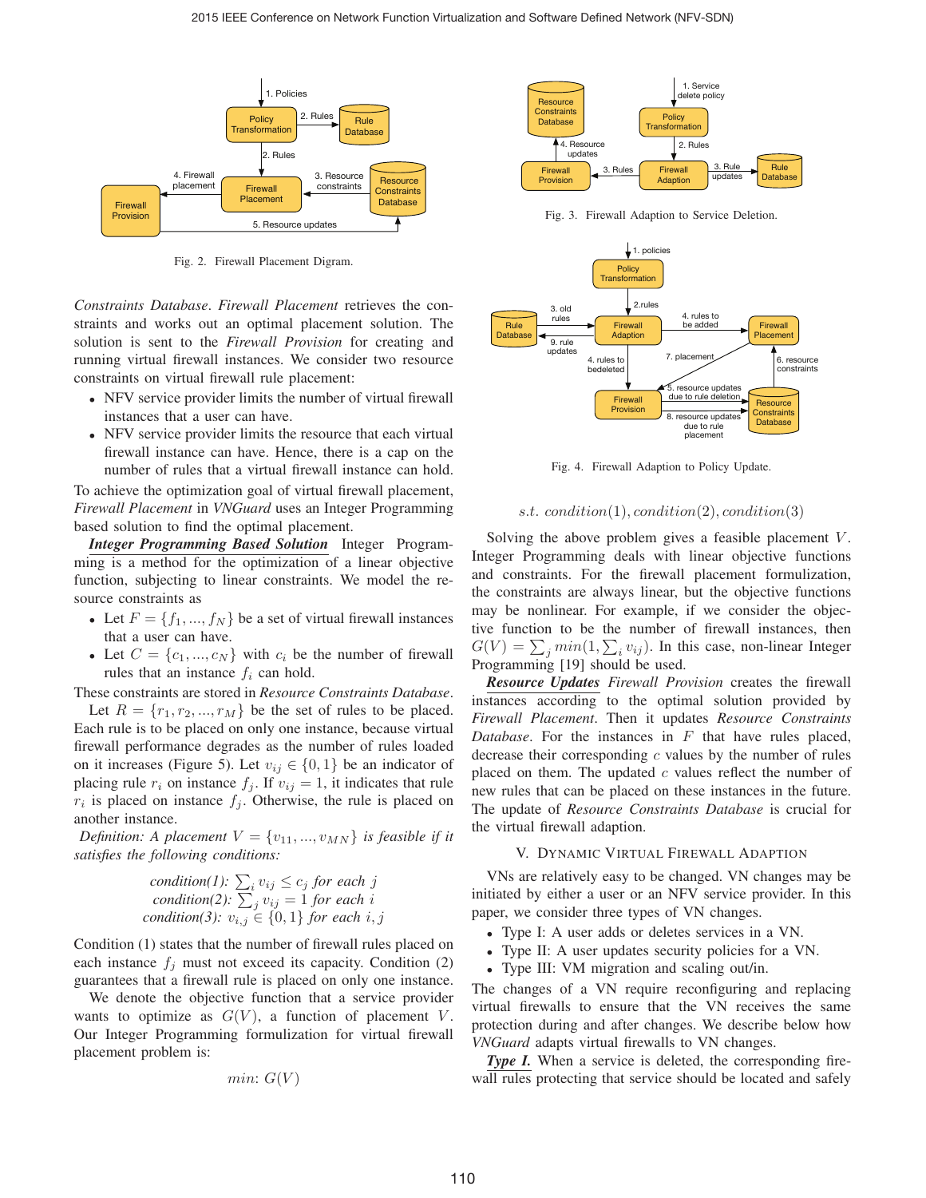Fig. 2. Firewall Placement Digram.

*Constraints Database*. *Firewall Placement* retrieves the constraints and works out an optimal placement solution. The solution is sent to the *Firewall Provision* for creating and running virtual firewall instances. We consider two resource constraints on virtual firewall rule placement:

- NFV service provider limits the number of virtual firewall instances that a user can have.
- NFV service provider limits the resource that each virtual firewall instance can have. Hence, there is a cap on the number of rules that a virtual firewall instance can hold.

To achieve the optimization goal of virtual firewall placement, *Firewall Placement* in *VNGuard* uses an Integer Programming based solution to find the optimal placement.

***Integer Programming Based Solution*** Integer Programming is a method for the optimization of a linear objective function, subjecting to linear constraints. We model the resource constraints as

- Let $F = \{f_1, ..., f_N\}$ be a set of virtual firewall instances that a user can have.
- Let $C = \{c_1, ..., c_N\}$ with $c_i$ be the number of firewall rules that an instance $f_i$ can hold.

These constraints are stored in *Resource Constraints Database*.

Let $R = \{r_1, r_2, ..., r_M\}$ be the set of rules to be placed. Each rule is to be placed on only one instance, because virtual firewall performance degrades as the number of rules loaded on it increases (Figure 5). Let $v_{ij} \in \{0, 1\}$ be an indicator of placing rule $r_i$ on instance $f_j$. If $v_{ij} = 1$, it indicates that rule $r_i$ is placed on instance $f_j$. Otherwise, the rule is placed on another instance.

*Definition: A placement $V = \{v_{11}, ..., v_{MN}\}$ is feasible if it satisfies the following conditions:*

$$\text{condition(1): } \sum_i v_{ij} \leq c_j \text{ for each } j$$
$$\text{condition(2): } \sum_j v_{ij} = 1 \text{ for each } i$$
$$\text{condition(3): } v_{i,j} \in \{0, 1\} \text{ for each } i, j$$

Condition (1) states that the number of firewall rules placed on each instance $f_j$ must not exceed its capacity. Condition (2) guarantees that a firewall rule is placed on only one instance.

We denote the objective function that a service provider wants to optimize as $G(V)$, a function of placement $V$. Our Integer Programming formulization for virtual firewall placement problem is:

$$min\text{: } G(V)$$

Fig. 3. Firewall Adaption to Service Deletion.

Fig. 4. Firewall Adaption to Policy Update.

$$s.t. \ condition(1), condition(2), condition(3)$$

Solving the above problem gives a feasible placement $V$. Integer Programming deals with linear objective functions and constraints. For the firewall placement formulization, the constraints are always linear, but the objective functions may be nonlinear. For example, if we consider the objective function to be the number of firewall instances, then $G(V) = \sum_j min(1, \sum_i v_{ij})$. In this case, non-linear Integer Programming [19] should be used.

***Resource Updates*** *Firewall Provision* creates the firewall instances according to the optimal solution provided by *Firewall Placement*. Then it updates *Resource Constraints Database*. For the instances in $F$ that have rules placed, decrease their corresponding $c$ values by the number of rules placed on them. The updated $c$ values reflect the number of new rules that can be placed on these instances in the future. The update of *Resource Constraints Database* is crucial for the virtual firewall adaption.

## V. Dynamic Virtual Firewall Adaption

VNs are relatively easy to be changed. VN changes may be initiated by either a user or an NFV service provider. In this paper, we consider three types of VN changes.

- Type I: A user adds or deletes services in a VN.
- Type II: A user updates security policies for a VN.
- Type III: VM migration and scaling out/in.

The changes of a VN require reconfiguring and replacing virtual firewalls to ensure that the VN receives the same protection during and after changes. We describe below how *VNGuard* adapts virtual firewalls to VN changes.

***Type I.*** When a service is deleted, the corresponding firewall rules protecting that service should be located and safely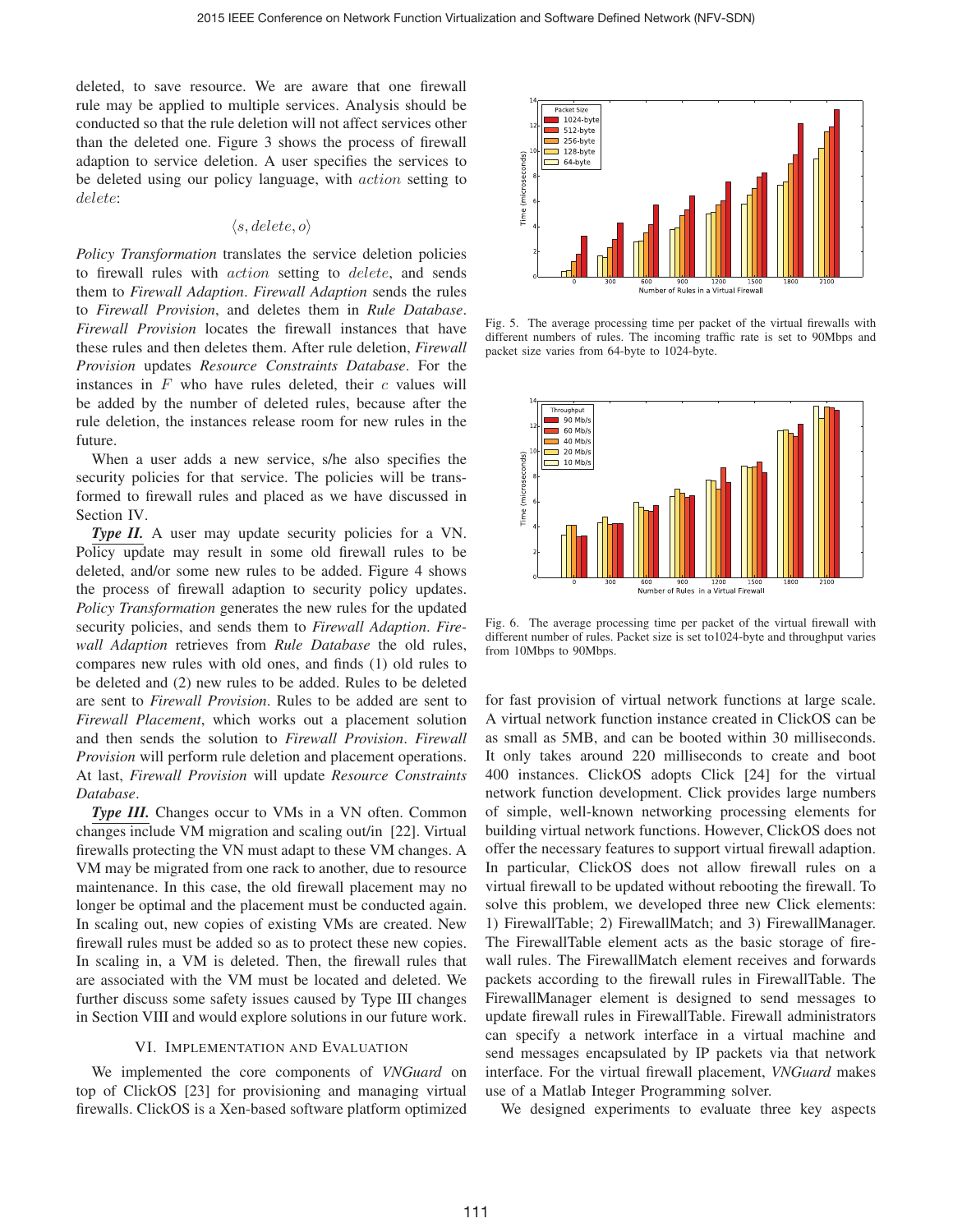deleted, to save resource. We are aware that one firewall rule may be applied to multiple services. Analysis should be conducted so that the rule deletion will not affect services other than the deleted one. Figure 3 shows the process of firewall adaption to service deletion. A user specifies the services to be deleted using our policy language, with *action* setting to *delete*:

$$\langle s, delete, o \rangle$$

*Policy Transformation* translates the service deletion policies to firewall rules with *action* setting to *delete*, and sends them to *Firewall Adaption*. *Firewall Adaption* sends the rules to *Firewall Provision*, and deletes them in *Rule Database*. *Firewall Provision* locates the firewall instances that have these rules and then deletes them. After rule deletion, *Firewall Provision* updates *Resource Constraints Database*. For the instances in $F$ who have rules deleted, their $c$ values will be added by the number of deleted rules, because after the rule deletion, the instances release room for new rules in the future.

When a user adds a new service, s/he also specifies the security policies for that service. The policies will be transformed to firewall rules and placed as we have discussed in Section IV.

***Type II.*** A user may update security policies for a VN. Policy update may result in some old firewall rules to be deleted, and/or some new rules to be added. Figure 4 shows the process of firewall adaption to security policy updates. *Policy Transformation* generates the new rules for the updated security policies, and sends them to *Firewall Adaption*. *Firewall Adaption* retrieves from *Rule Database* the old rules, compares new rules with old ones, and finds (1) old rules to be deleted and (2) new rules to be added. Rules to be deleted are sent to *Firewall Provision*. Rules to be added are sent to *Firewall Placement*, which works out a placement solution and then sends the solution to *Firewall Provision*. *Firewall Provision* will perform rule deletion and placement operations. At last, *Firewall Provision* will update *Resource Constraints Database*.

***Type III.*** Changes occur to VMs in a VN often. Common changes include VM migration and scaling out/in [22]. Virtual firewalls protecting the VN must adapt to these VM changes. A VM may be migrated from one rack to another, due to resource maintenance. In this case, the old firewall placement may no longer be optimal and the placement must be conducted again. In scaling out, new copies of existing VMs are created. New firewall rules must be added so as to protect these new copies. In scaling in, a VM is deleted. Then, the firewall rules that are associated with the VM must be located and deleted. We further discuss some safety issues caused by Type III changes in Section VIII and would explore solutions in our future work.

## VI. Implementation and Evaluation

We implemented the core components of *VNGuard* on top of ClickOS [23] for provisioning and managing virtual firewalls. ClickOS is a Xen-based software platform optimized for fast provision of virtual network functions at large scale. A virtual network function instance created in ClickOS can be as small as 5MB, and can be booted within 30 milliseconds. It only takes around 220 milliseconds to create and boot 400 instances. ClickOS adopts Click [24] for the virtual network function development. Click provides large numbers of simple, well-known networking processing elements for building virtual network functions. However, ClickOS does not offer the necessary features to support virtual firewall adaption. In particular, ClickOS does not allow firewall rules on a virtual firewall to be updated without rebooting the firewall. To solve this problem, we developed three new Click elements: 1) FirewallTable; 2) FirewallMatch; and 3) FirewallManager. The FirewallTable element acts as the basic storage of firewall rules. The FirewallMatch element receives and forwards packets according to the firewall rules in FirewallTable. The FirewallManager element is designed to send messages to update firewall rules in FirewallTable. Firewall administrators can specify a network interface in a virtual machine and send messages encapsulated by IP packets via that network interface. For the virtual firewall placement, *VNGuard* makes use of a Matlab Integer Programming solver.

We designed experiments to evaluate three key aspects

Fig. 5. The average processing time per packet of the virtual firewalls with different numbers of rules. The incoming traffic rate is set to 90Mbps and packet size varies from 64-byte to 1024-byte.

Fig. 6. The average processing time per packet of the virtual firewall with different number of rules. Packet size is set to1024-byte and throughput varies from 10Mbps to 90Mbps.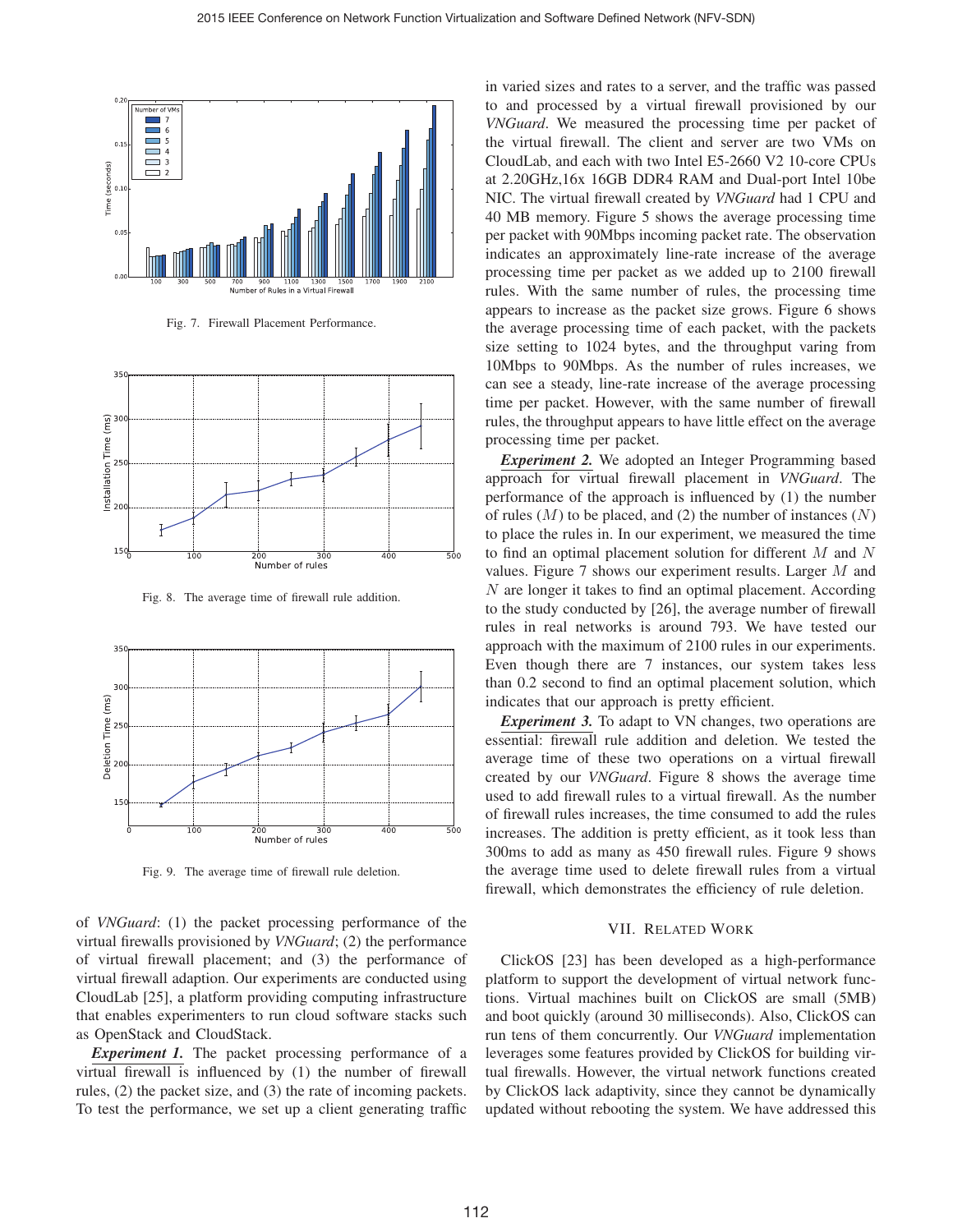Fig. 7. Firewall Placement Performance.

Fig. 8. The average time of firewall rule addition.

Fig. 9. The average time of firewall rule deletion.

of *VNGuard*: (1) the packet processing performance of the virtual firewalls provisioned by *VNGuard*; (2) the performance of virtual firewall placement; and (3) the performance of virtual firewall adaption. Our experiments are conducted using CloudLab [25], a platform providing computing infrastructure that enables experimenters to run cloud software stacks such as OpenStack and CloudStack.

***Experiment 1.*** The packet processing performance of a virtual firewall is influenced by (1) the number of firewall rules, (2) the packet size, and (3) the rate of incoming packets. To test the performance, we set up a client generating traffic in varied sizes and rates to a server, and the traffic was passed to and processed by a virtual firewall provisioned by our *VNGuard*. We measured the processing time per packet of the virtual firewall. The client and server are two VMs on CloudLab, and each with two Intel E5-2660 V2 10-core CPUs at 2.20GHz,16x 16GB DDR4 RAM and Dual-port Intel 10be NIC. The virtual firewall created by *VNGuard* had 1 CPU and 40 MB memory. Figure 5 shows the average processing time per packet with 90Mbps incoming packet rate. The observation indicates an approximately line-rate increase of the average processing time per packet as we added up to 2100 firewall rules. With the same number of rules, the processing time appears to increase as the packet size grows. Figure 6 shows the average processing time of each packet, with the packets size setting to 1024 bytes, and the throughput varing from 10Mbps to 90Mbps. As the number of rules increases, we can see a steady, line-rate increase of the average processing time per packet. However, with the same number of firewall rules, the throughput appears to have little effect on the average processing time per packet.

***Experiment 2.*** We adopted an Integer Programming based approach for virtual firewall placement in *VNGuard*. The performance of the approach is influenced by (1) the number of rules ($M$) to be placed, and (2) the number of instances ($N$) to place the rules in. In our experiment, we measured the time to find an optimal placement solution for different $M$ and $N$ values. Figure 7 shows our experiment results. Larger $M$ and $N$ are longer it takes to find an optimal placement. According to the study conducted by [26], the average number of firewall rules in real networks is around 793. We have tested our approach with the maximum of 2100 rules in our experiments. Even though there are 7 instances, our system takes less than 0.2 second to find an optimal placement solution, which indicates that our approach is pretty efficient.

***Experiment 3.*** To adapt to VN changes, two operations are essential: firewall rule addition and deletion. We tested the average time of these two operations on a virtual firewall created by our *VNGuard*. Figure 8 shows the average time used to add firewall rules to a virtual firewall. As the number of firewall rules increases, the time consumed to add the rules increases. The addition is pretty efficient, as it took less than 300ms to add as many as 450 firewall rules. Figure 9 shows the average time used to delete firewall rules from a virtual firewall, which demonstrates the efficiency of rule deletion.

## VII. Related Work

ClickOS [23] has been developed as a high-performance platform to support the development of virtual network functions. Virtual machines built on ClickOS are small (5MB) and boot quickly (around 30 milliseconds). Also, ClickOS can run tens of them concurrently. Our *VNGuard* implementation leverages some features provided by ClickOS for building virtual firewalls. However, the virtual network functions created by ClickOS lack adaptivity, since they cannot be dynamically updated without rebooting the system. We have addressed this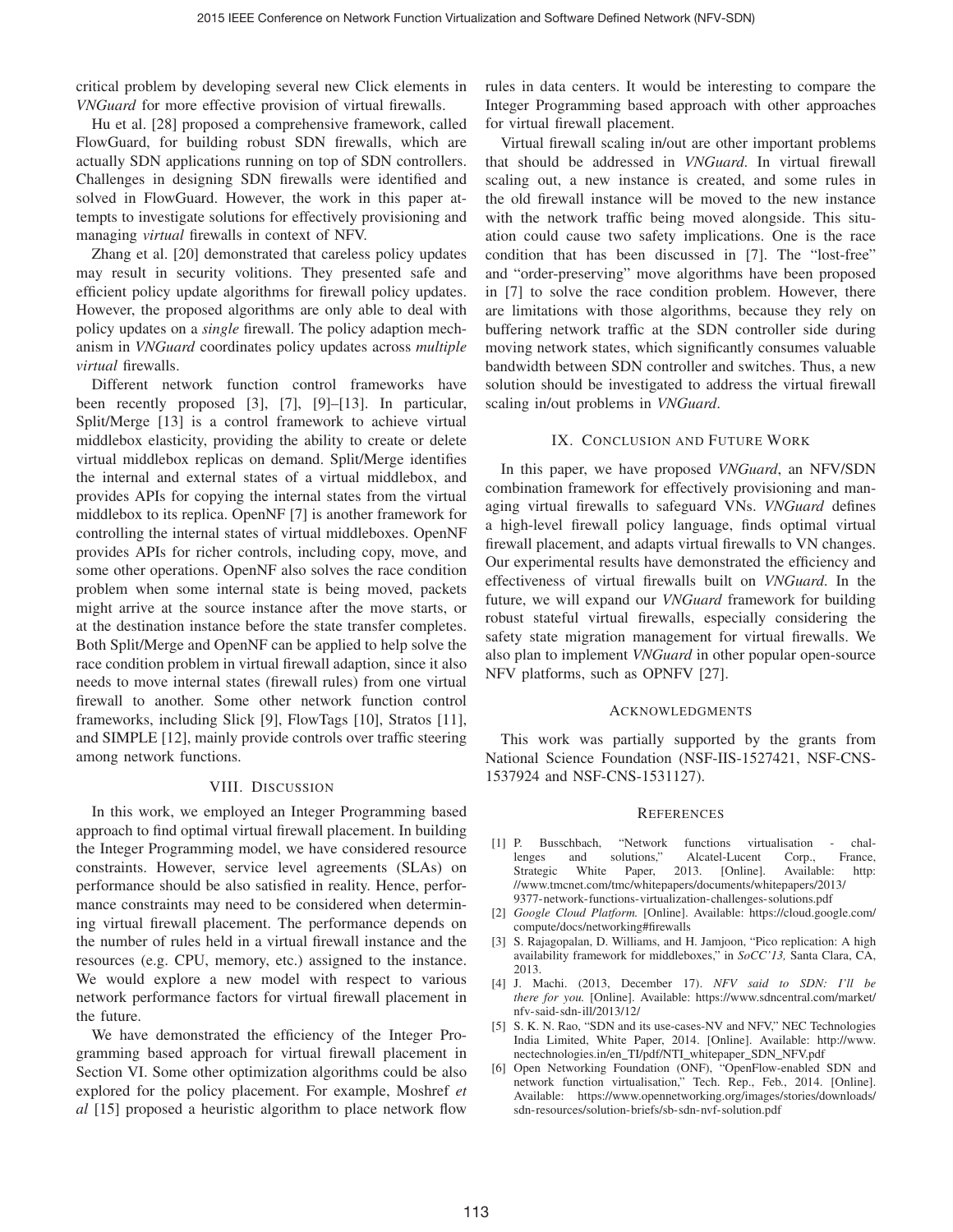critical problem by developing several new Click elements in *VNGuard* for more effective provision of virtual firewalls.

Hu et al. [28] proposed a comprehensive framework, called FlowGuard, for building robust SDN firewalls, which are actually SDN applications running on top of SDN controllers. Challenges in designing SDN firewalls were identified and solved in FlowGuard. However, the work in this paper attempts to investigate solutions for effectively provisioning and managing *virtual* firewalls in context of NFV.

Zhang et al. [20] demonstrated that careless policy updates may result in security volitions. They presented safe and efficient policy update algorithms for firewall policy updates. However, the proposed algorithms are only able to deal with policy updates on a *single* firewall. The policy adaption mechanism in *VNGuard* coordinates policy updates across *multiple virtual* firewalls.

Different network function control frameworks have been recently proposed [3], [7], [9]–[13]. In particular, Split/Merge [13] is a control framework to achieve virtual middlebox elasticity, providing the ability to create or delete virtual middlebox replicas on demand. Split/Merge identifies the internal and external states of a virtual middlebox, and provides APIs for copying the internal states from the virtual middlebox to its replica. OpenNF [7] is another framework for controlling the internal states of virtual middleboxes. OpenNF provides APIs for richer controls, including copy, move, and some other operations. OpenNF also solves the race condition problem when some internal state is being moved, packets might arrive at the source instance after the move starts, or at the destination instance before the state transfer completes. Both Split/Merge and OpenNF can be applied to help solve the race condition problem in virtual firewall adaption, since it also needs to move internal states (firewall rules) from one virtual firewall to another. Some other network function control frameworks, including Slick [9], FlowTags [10], Stratos [11], and SIMPLE [12], mainly provide controls over traffic steering among network functions.

## VIII. Discussion

In this work, we employed an Integer Programming based approach to find optimal virtual firewall placement. In building the Integer Programming model, we have considered resource constraints. However, service level agreements (SLAs) on performance should be also satisfied in reality. Hence, performance constraints may need to be considered when determining virtual firewall placement. The performance depends on the number of rules held in a virtual firewall instance and the resources (e.g. CPU, memory, etc.) assigned to the instance. We would explore a new model with respect to various network performance factors for virtual firewall placement in the future.

We have demonstrated the efficiency of the Integer Programming based approach for virtual firewall placement in Section VI. Some other optimization algorithms could be also explored for the policy placement. For example, Moshref *et al* [15] proposed a heuristic algorithm to place network flow rules in data centers. It would be interesting to compare the Integer Programming based approach with other approaches for virtual firewall placement.

Virtual firewall scaling in/out are other important problems that should be addressed in *VNGuard*. In virtual firewall scaling out, a new instance is created, and some rules in the old firewall instance will be moved to the new instance with the network traffic being moved alongside. This situation could cause two safety implications. One is the race condition that has been discussed in [7]. The "lost-free" and "order-preserving" move algorithms have been proposed in [7] to solve the race condition problem. However, there are limitations with those algorithms, because they rely on buffering network traffic at the SDN controller side during moving network states, which significantly consumes valuable bandwidth between SDN controller and switches. Thus, a new solution should be investigated to address the virtual firewall scaling in/out problems in *VNGuard*.

## IX. Conclusion and Future Work

In this paper, we have proposed *VNGuard*, an NFV/SDN combination framework for effectively provisioning and managing virtual firewalls to safeguard VNs. *VNGuard* defines a high-level firewall policy language, finds optimal virtual firewall placement, and adapts virtual firewalls to VN changes. Our experimental results have demonstrated the efficiency and effectiveness of virtual firewalls built on *VNGuard*. In the future, we will expand our *VNGuard* framework for building robust stateful virtual firewalls, especially considering the safety state migration management for virtual firewalls. We also plan to implement *VNGuard* in other popular open-source NFV platforms, such as OPNFV [27].

## Acknowledgments

This work was partially supported by the grants from National Science Foundation (NSF-IIS-1527421, NSF-CNS-1537924 and NSF-CNS-1531127).

## References

[1] P. Busschbach, "Network functions virtualisation - challenges and solutions," Alcatel-Lucent Corp., France, Strategic White Paper, 2013. [Online]. Available: http://www.tmcnet.com/tmc/whitepapers/documents/whitepapers/2013/9377-network-functions-virtualization-challenges-solutions.pdf

[2] *Google Cloud Platform.* [Online]. Available: https://cloud.google.com/compute/docs/networking#firewalls

[3] S. Rajagopalan, D. Williams, and H. Jamjoon, "Pico replication: A high availability framework for middleboxes," in *SoCC'13,* Santa Clara, CA, 2013.

[4] J. Machi. (2013, December 17). *NFV said to SDN: I'll be there for you.* [Online]. Available: https://www.sdncentral.com/market/nfv-said-sdn-ill/2013/12/

[5] S. K. N. Rao, "SDN and its use-cases-NV and NFV," NEC Technologies India Limited, White Paper, 2014. [Online]. Available: http://www.nectechnologies.in/en_TI/pdf/NTI_whitepaper_SDN_NFV.pdf

[6] Open Networking Foundation (ONF), "OpenFlow-enabled SDN and network function virtualisation," Tech. Rep., Feb., 2014. [Online]. Available: https://www.opennetworking.org/images/stories/downloads/sdn-resources/solution-briefs/sb-sdn-nvf-solution.pdf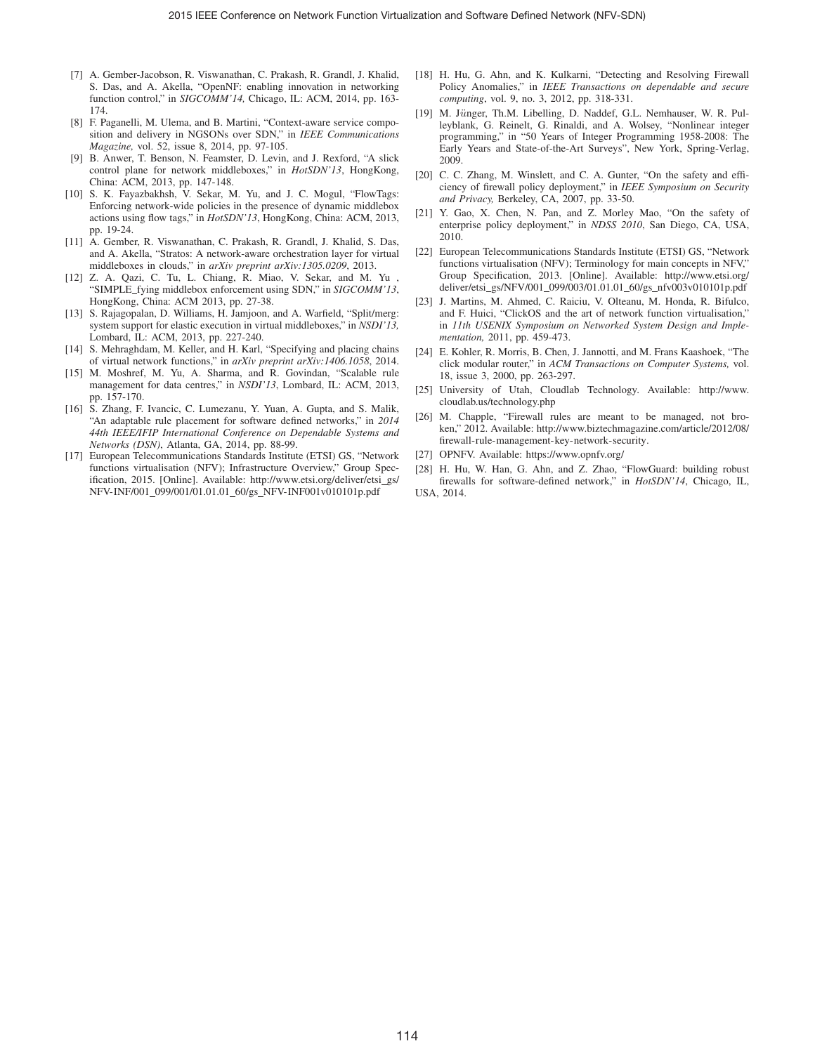[7] A. Gember-Jacobson, R. Viswanathan, C. Prakash, R. Grandl, J. Khalid, S. Das, and A. Akella, "OpenNF: enabling innovation in networking function control," in *SIGCOMM'14,* Chicago, IL: ACM, 2014, pp. 163-174.

[8] F. Paganelli, M. Ulema, and B. Martini, "Context-aware service composition and delivery in NGSONs over SDN," in *IEEE Communications Magazine,* vol. 52, issue 8, 2014, pp. 97-105.

[9] B. Anwer, T. Benson, N. Feamster, D. Levin, and J. Rexford, "A slick control plane for network middleboxes," in *HotSDN'13*, HongKong, China: ACM, 2013, pp. 147-148.

[10] S. K. Fayazbakhsh, V. Sekar, M. Yu, and J. C. Mogul, "FlowTags: Enforcing network-wide policies in the presence of dynamic middlebox actions using flow tags," in *HotSDN'13*, HongKong, China: ACM, 2013, pp. 19-24.

[11] A. Gember, R. Viswanathan, C. Prakash, R. Grandl, J. Khalid, S. Das, and A. Akella, "Stratos: A network-aware orchestration layer for virtual middleboxes in clouds," in *arXiv preprint arXiv:1305.0209*, 2013.

[12] Z. A. Qazi, C. Tu, L. Chiang, R. Miao, V. Sekar, and M. Yu , "SIMPLE_fying middlebox enforcement using SDN," in *SIGCOMM'13*, HongKong, China: ACM 2013, pp. 27-38.

[13] S. Rajagopalan, D. Williams, H. Jamjoon, and A. Warfield, "Split/merg: system support for elastic execution in virtual middleboxes," in *NSDI'13,* Lombard, IL: ACM, 2013, pp. 227-240.

[14] S. Mehraghdam, M. Keller, and H. Karl, "Specifying and placing chains of virtual network functions," in *arXiv preprint arXiv:1406.1058*, 2014.

[15] M. Moshref, M. Yu, A. Sharma, and R. Govindan, "Scalable rule management for data centres," in *NSDI'13*, Lombard, IL: ACM, 2013, pp. 157-170.

[16] S. Zhang, F. Ivancic, C. Lumezanu, Y. Yuan, A. Gupta, and S. Malik, "An adaptable rule placement for software defined networks," in *2014 44th IEEE/IFIP International Conference on Dependable Systems and Networks (DSN)*, Atlanta, GA, 2014, pp. 88-99.

[17] European Telecommunications Standards Institute (ETSI) GS, "Network functions virtualisation (NFV); Infrastructure Overview," Group Specification, 2015. [Online]. Available: http://www.etsi.org/deliver/etsi_gs/NFV-INF/001_099/001/01.01.01_60/gs_NFV-INF001v010101p.pdf

[18] H. Hu, G. Ahn, and K. Kulkarni, "Detecting and Resolving Firewall Policy Anomalies," in *IEEE Transactions on dependable and secure computing*, vol. 9, no. 3, 2012, pp. 318-331.

[19] M. Jünger, Th.M. Libelling, D. Naddef, G.L. Nemhauser, W. R. Pulleyblank, G. Reinelt, G. Rinaldi, and A. Wolsey, "Nonlinear integer programming," in "50 Years of Integer Programming 1958-2008: The Early Years and State-of-the-Art Surveys", New York, Spring-Verlag, 2009.

[20] C. C. Zhang, M. Winslett, and C. A. Gunter, "On the safety and efficiency of firewall policy deployment," in *IEEE Symposium on Security and Privacy,* Berkeley, CA, 2007, pp. 33-50.

[21] Y. Gao, X. Chen, N. Pan, and Z. Morley Mao, "On the safety of enterprise policy deployment," in *NDSS 2010*, San Diego, CA, USA, 2010.

[22] European Telecommunications Standards Institute (ETSI) GS, "Network functions virtualisation (NFV); Terminology for main concepts in NFV," Group Specification, 2013. [Online]. Available: http://www.etsi.org/deliver/etsi_gs/NFV/001_099/003/01.01.01_60/gs_nfv003v010101p.pdf

[23] J. Martins, M. Ahmed, C. Raiciu, V. Olteanu, M. Honda, R. Bifulco, and F. Huici, "ClickOS and the art of network function virtualisation," in *11th USENIX Symposium on Networked System Design and Implementation,* 2011, pp. 459-473.

[24] E. Kohler, R. Morris, B. Chen, J. Jannotti, and M. Frans Kaashoek, "The click modular router," in *ACM Transactions on Computer Systems,* vol. 18, issue 3, 2000, pp. 263-297.

[25] University of Utah, Cloudlab Technology. Available: http://www.cloudlab.us/technology.php

[26] M. Chapple, "Firewall rules are meant to be managed, not broken," 2012. Available: http://www.biztechmagazine.com/article/2012/08/firewall-rule-management-key-network-security.

[27] OPNFV. Available: https://www.opnfv.org/

[28] H. Hu, W. Han, G. Ahn, and Z. Zhao, "FlowGuard: building robust firewalls for software-defined network," in *HotSDN'14*, Chicago, IL, USA, 2014.